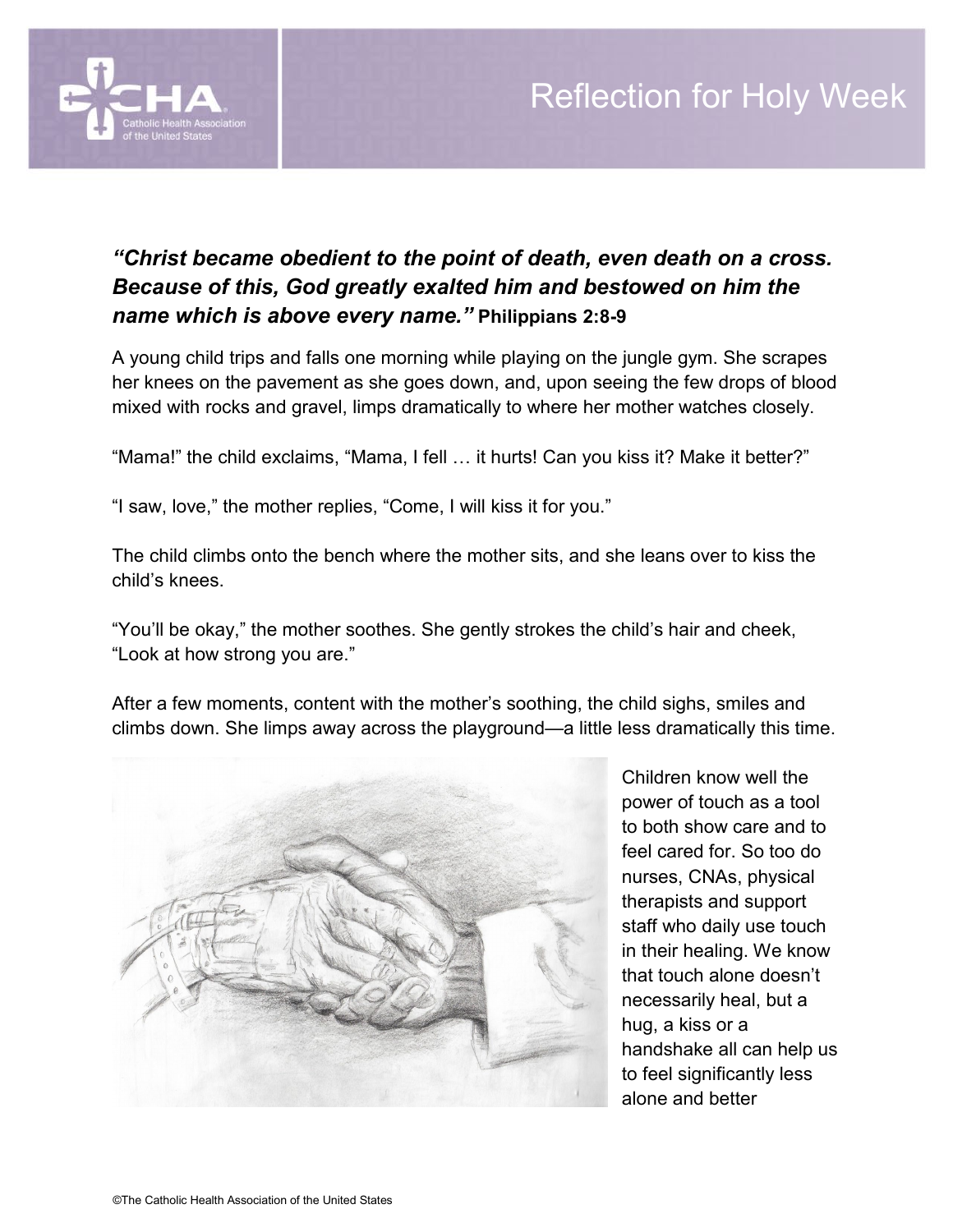# Reflection for Holy Week

***"Christ became obedient to the point of death, even death on a cross. Because of this, God greatly exalted him and bestowed on him the name which is above every name."*** **Philippians 2:8-9**

A young child trips and falls one morning while playing on the jungle gym. She scrapes her knees on the pavement as she goes down, and, upon seeing the few drops of blood mixed with rocks and gravel, limps dramatically to where her mother watches closely.

"Mama!" the child exclaims, "Mama, I fell … it hurts! Can you kiss it? Make it better?"

"I saw, love," the mother replies, "Come, I will kiss it for you."

The child climbs onto the bench where the mother sits, and she leans over to kiss the child's knees.

"You'll be okay," the mother soothes. She gently strokes the child's hair and cheek, "Look at how strong you are."

After a few moments, content with the mother's soothing, the child sighs, smiles and climbs down. She limps away across the playground—a little less dramatically this time.

Children know well the power of touch as a tool to both show care and to feel cared for. So too do nurses, CNAs, physical therapists and support staff who daily use touch in their healing. We know that touch alone doesn't necessarily heal, but a hug, a kiss or a handshake all can help us to feel significantly less alone and better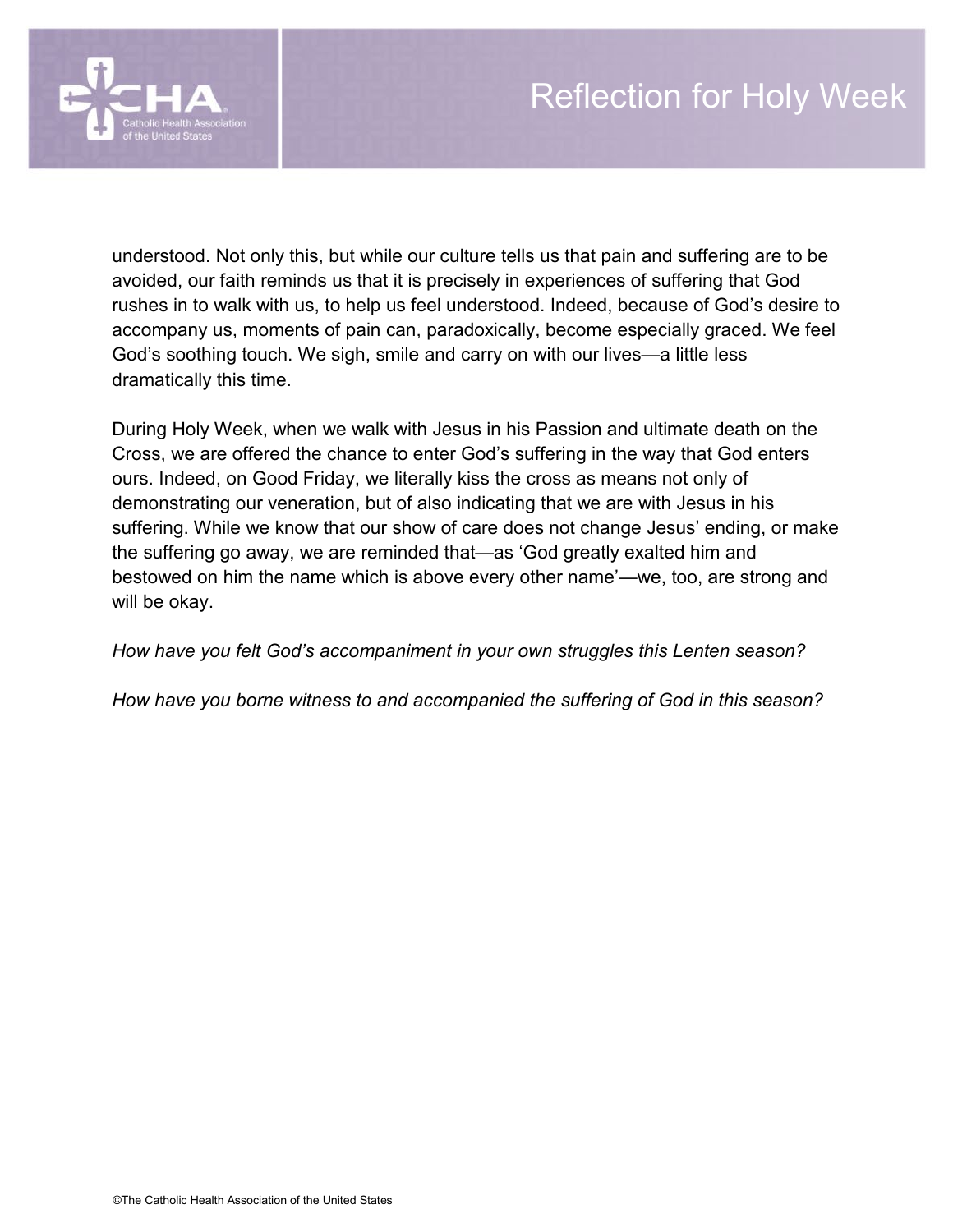understood. Not only this, but while our culture tells us that pain and suffering are to be avoided, our faith reminds us that it is precisely in experiences of suffering that God rushes in to walk with us, to help us feel understood. Indeed, because of God's desire to accompany us, moments of pain can, paradoxically, become especially graced. We feel God's soothing touch. We sigh, smile and carry on with our lives—a little less dramatically this time.

During Holy Week, when we walk with Jesus in his Passion and ultimate death on the Cross, we are offered the chance to enter God's suffering in the way that God enters ours. Indeed, on Good Friday, we literally kiss the cross as means not only of demonstrating our veneration, but of also indicating that we are with Jesus in his suffering. While we know that our show of care does not change Jesus' ending, or make the suffering go away, we are reminded that—as 'God greatly exalted him and bestowed on him the name which is above every other name'—we, too, are strong and will be okay.

*How have you felt God's accompaniment in your own struggles this Lenten season?*

*How have you borne witness to and accompanied the suffering of God in this season?*